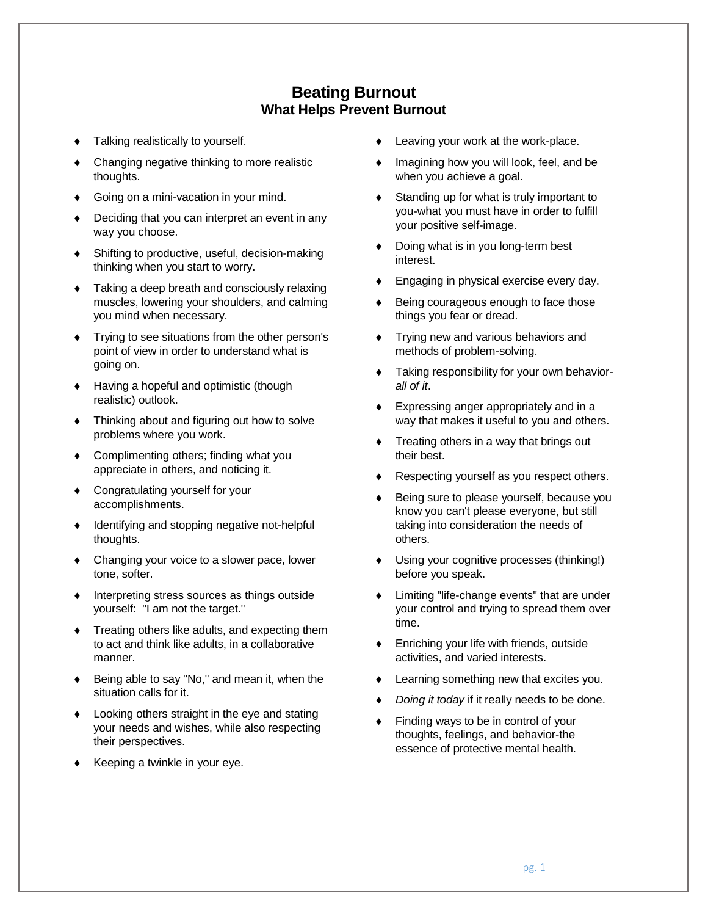# Beating Burnout

## What Helps Prevent Burnout

- Talking realistically to yourself.
- Changing negative thinking to more realistic thoughts.
- Going on a mini-vacation in your mind.
- Deciding that you can interpret an event in any way you choose.
- Shifting to productive, useful, decision-making thinking when you start to worry.
- Taking a deep breath and consciously relaxing muscles, lowering your shoulders, and calming you mind when necessary.
- Trying to see situations from the other person's point of view in order to understand what is going on.
- Having a hopeful and optimistic (though realistic) outlook.
- Thinking about and figuring out how to solve problems where you work.
- Complimenting others; finding what you appreciate in others, and noticing it.
- Congratulating yourself for your accomplishments.
- Identifying and stopping negative not-helpful thoughts.
- Changing your voice to a slower pace, lower tone, softer.
- Interpreting stress sources as things outside yourself: "I am not the target."
- Treating others like adults, and expecting them to act and think like adults, in a collaborative manner.
- Being able to say "No," and mean it, when the situation calls for it.
- Looking others straight in the eye and stating your needs and wishes, while also respecting their perspectives.
- Keeping a twinkle in your eye.
- Leaving your work at the work-place.
- Imagining how you will look, feel, and be when you achieve a goal.
- Standing up for what is truly important to you-what you must have in order to fulfill your positive self-image.
- Doing what is in you long-term best interest.
- Engaging in physical exercise every day.
- Being courageous enough to face those things you fear or dread.
- Trying new and various behaviors and methods of problem-solving.
- Taking responsibility for your own behavior- *all of it*.
- Expressing anger appropriately and in a way that makes it useful to you and others.
- Treating others in a way that brings out their best.
- Respecting yourself as you respect others.
- Being sure to please yourself, because you know you can't please everyone, but still taking into consideration the needs of others.
- Using your cognitive processes (thinking!) before you speak.
- Limiting "life-change events" that are under your control and trying to spread them over time.
- Enriching your life with friends, outside activities, and varied interests.
- Learning something new that excites you.
- *Doing it today* if it really needs to be done.
- Finding ways to be in control of your thoughts, feelings, and behavior-the essence of protective mental health.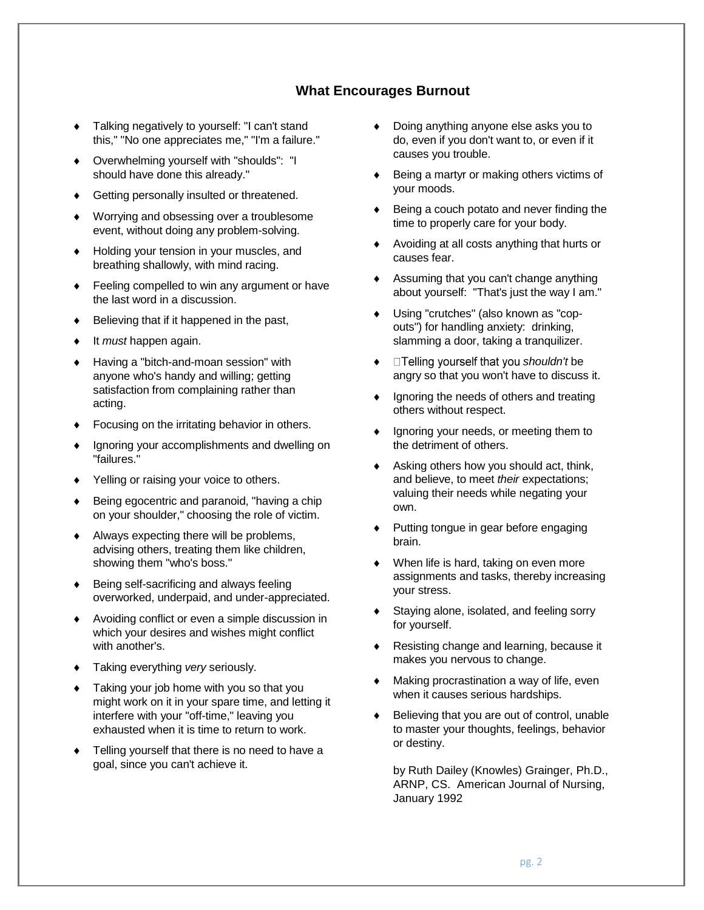## What Encourages Burnout

- Talking negatively to yourself: "I can't stand this," "No one appreciates me," "I'm a failure."
- Overwhelming yourself with "shoulds": "I should have done this already."
- Getting personally insulted or threatened.
- Worrying and obsessing over a troublesome event, without doing any problem-solving.
- Holding your tension in your muscles, and breathing shallowly, with mind racing.
- Feeling compelled to win any argument or have the last word in a discussion.
- Believing that if it happened in the past,
- It *must* happen again.
- Having a "bitch-and-moan session" with anyone who's handy and willing; getting satisfaction from complaining rather than acting.
- Focusing on the irritating behavior in others.
- Ignoring your accomplishments and dwelling on "failures."
- Yelling or raising your voice to others.
- Being egocentric and paranoid, "having a chip on your shoulder," choosing the role of victim.
- Always expecting there will be problems, advising others, treating them like children, showing them "who's boss."
- Being self-sacrificing and always feeling overworked, underpaid, and under-appreciated.
- Avoiding conflict or even a simple discussion in which your desires and wishes might conflict with another's.
- Taking everything *very* seriously.
- Taking your job home with you so that you might work on it in your spare time, and letting it interfere with your "off-time," leaving you exhausted when it is time to return to work.
- Telling yourself that there is no need to have a goal, since you can't achieve it.
- Doing anything anyone else asks you to do, even if you don't want to, or even if it causes you trouble.
- Being a martyr or making others victims of your moods.
- Being a couch potato and never finding the time to properly care for your body.
- Avoiding at all costs anything that hurts or causes fear.
- Assuming that you can't change anything about yourself: "That's just the way I am."
- Using "crutches" (also known as "cop-outs") for handling anxiety: drinking, slamming a door, taking a tranquilizer.
- Telling yourself that you *shouldn't* be angry so that you won't have to discuss it.
- Ignoring the needs of others and treating others without respect.
- Ignoring your needs, or meeting them to the detriment of others.
- Asking others how you should act, think, and believe, to meet *their* expectations; valuing their needs while negating your own.
- Putting tongue in gear before engaging brain.
- When life is hard, taking on even more assignments and tasks, thereby increasing your stress.
- Staying alone, isolated, and feeling sorry for yourself.
- Resisting change and learning, because it makes you nervous to change.
- Making procrastination a way of life, even when it causes serious hardships.
- Believing that you are out of control, unable to master your thoughts, feelings, behavior or destiny.

by Ruth Dailey (Knowles) Grainger, Ph.D., ARNP, CS. American Journal of Nursing, January 1992